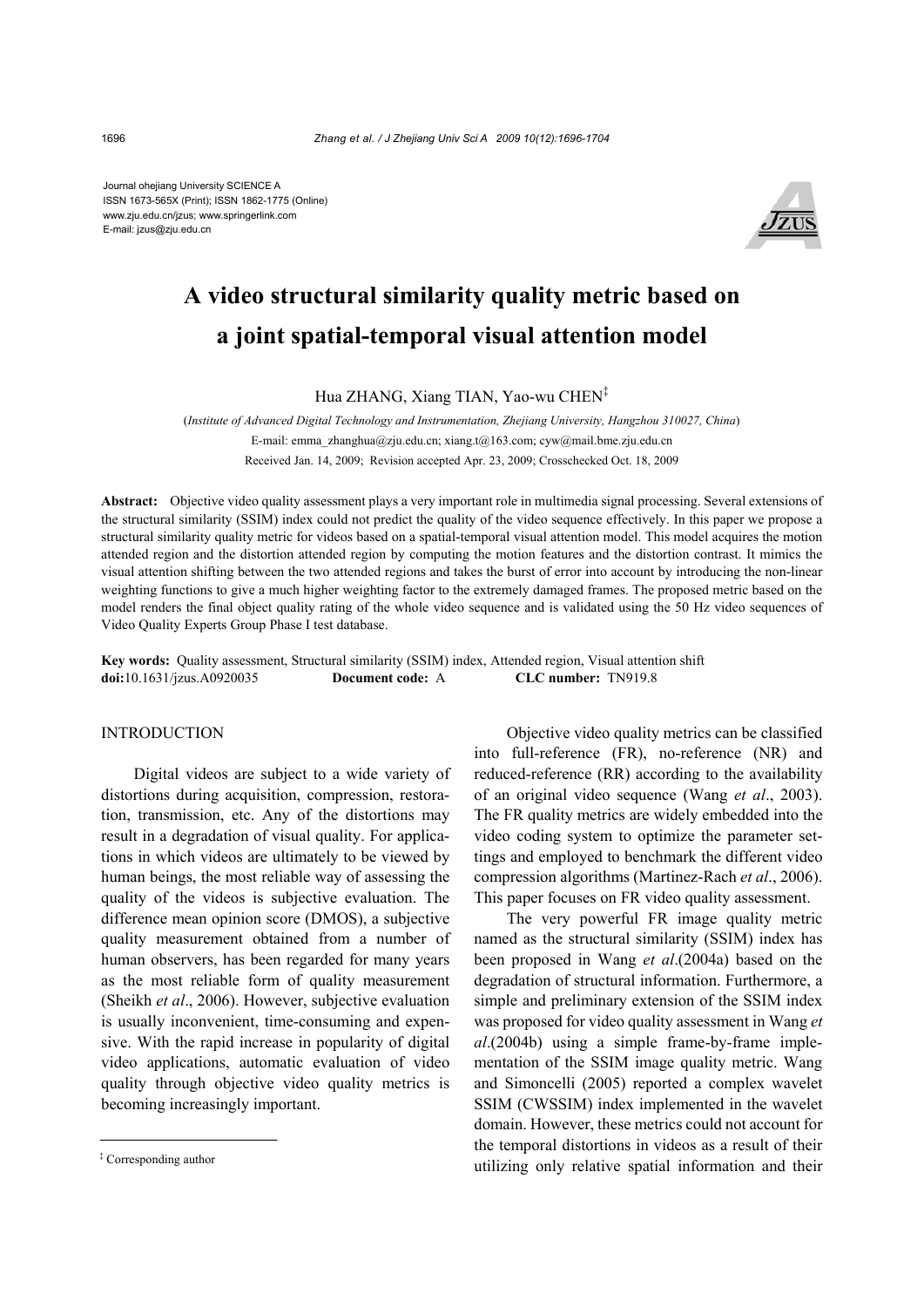Journal ohejiang University SCIENCE A
ISSN 1673-565X (Print); ISSN 1862-1775 (Online)
www.zju.edu.cn/jzus; www.springerlink.com
E-mail: jzus@zju.edu.cn

# A video structural similarity quality metric based on a joint spatial-temporal visual attention model

Hua ZHANG, Xiang TIAN, Yao-wu CHEN[‡]

(*Institute of Advanced Digital Technology and Instrumentation, Zhejiang University, Hangzhou 310027, China*)

E-mail: emma_zhanghua@zju.edu.cn; xiang.t@163.com; cyw@mail.bme.zju.edu.cn

Received Jan. 14, 2009; Revision accepted Apr. 23, 2009; Crosschecked Oct. 18, 2009

**Abstract:** Objective video quality assessment plays a very important role in multimedia signal processing. Several extensions of the structural similarity (SSIM) index could not predict the quality of the video sequence effectively. In this paper we propose a structural similarity quality metric for videos based on a spatial-temporal visual attention model. This model acquires the motion attended region and the distortion attended region by computing the motion features and the distortion contrast. It mimics the visual attention shifting between the two attended regions and takes the burst of error into account by introducing the non-linear weighting functions to give a much higher weighting factor to the extremely damaged frames. The proposed metric based on the model renders the final object quality rating of the whole video sequence and is validated using the 50 Hz video sequences of Video Quality Experts Group Phase I test database.

**Key words:** Quality assessment, Structural similarity (SSIM) index, Attended region, Visual attention shift
**doi:**10.1631/jzus.A0920035 **Document code:** A **CLC number:** TN919.8

## INTRODUCTION

Digital videos are subject to a wide variety of distortions during acquisition, compression, restoration, transmission, etc. Any of the distortions may result in a degradation of visual quality. For applications in which videos are ultimately to be viewed by human beings, the most reliable way of assessing the quality of the videos is subjective evaluation. The difference mean opinion score (DMOS), a subjective quality measurement obtained from a number of human observers, has been regarded for many years as the most reliable form of quality measurement (Sheikh *et al*., 2006). However, subjective evaluation is usually inconvenient, time-consuming and expensive. With the rapid increase in popularity of digital video applications, automatic evaluation of video quality through objective video quality metrics is becoming increasingly important.

Objective video quality metrics can be classified into full-reference (FR), no-reference (NR) and reduced-reference (RR) according to the availability of an original video sequence (Wang *et al*., 2003). The FR quality metrics are widely embedded into the video coding system to optimize the parameter settings and employed to benchmark the different video compression algorithms (Martinez-Rach *et al*., 2006). This paper focuses on FR video quality assessment.

The very powerful FR image quality metric named as the structural similarity (SSIM) index has been proposed in Wang *et al*.(2004a) based on the degradation of structural information. Furthermore, a simple and preliminary extension of the SSIM index was proposed for video quality assessment in Wang *et al*.(2004b) using a simple frame-by-frame implementation of the SSIM image quality metric. Wang and Simoncelli (2005) reported a complex wavelet SSIM (CWSSIM) index implemented in the wavelet domain. However, these metrics could not account for the temporal distortions in videos as a result of their utilizing only relative spatial information and their

---

[‡] Corresponding author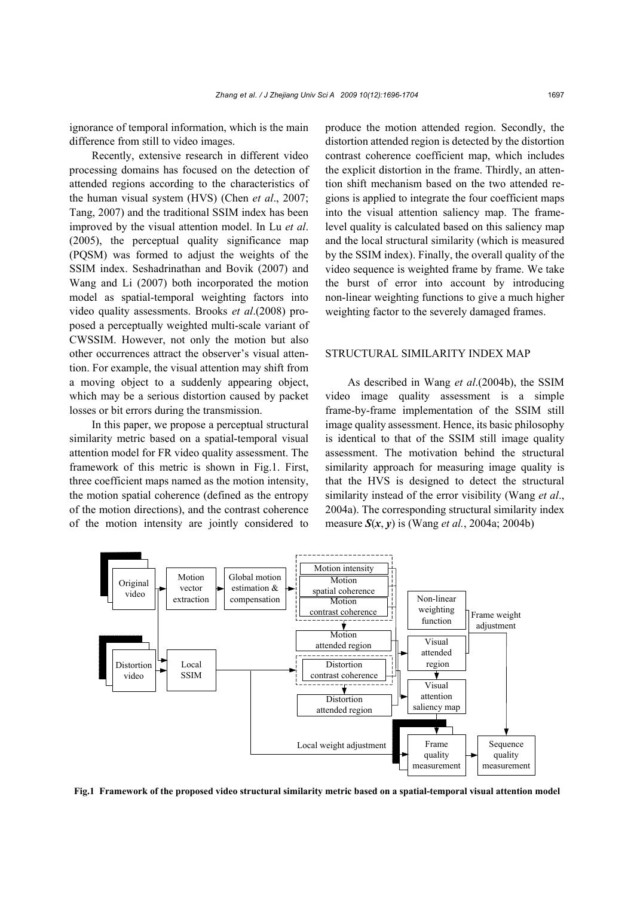ignorance of temporal information, which is the main difference from still to video images.

Recently, extensive research in different video processing domains has focused on the detection of attended regions according to the characteristics of the human visual system (HVS) (Chen *et al*., 2007; Tang, 2007) and the traditional SSIM index has been improved by the visual attention model. In Lu *et al*. (2005), the perceptual quality significance map (PQSM) was formed to adjust the weights of the SSIM index. Seshadrinathan and Bovik (2007) and Wang and Li (2007) both incorporated the motion model as spatial-temporal weighting factors into video quality assessments. Brooks *et al*.(2008) proposed a perceptually weighted multi-scale variant of CWSSIM. However, not only the motion but also other occurrences attract the observer's visual attention. For example, the visual attention may shift from a moving object to a suddenly appearing object, which may be a serious distortion caused by packet losses or bit errors during the transmission.

In this paper, we propose a perceptual structural similarity metric based on a spatial-temporal visual attention model for FR video quality assessment. The framework of this metric is shown in Fig.1. First, three coefficient maps named as the motion intensity, the motion spatial coherence (defined as the entropy of the motion directions), and the contrast coherence of the motion intensity are jointly considered to produce the motion attended region. Secondly, the distortion attended region is detected by the distortion contrast coherence coefficient map, which includes the explicit distortion in the frame. Thirdly, an attention shift mechanism based on the two attended regions is applied to integrate the four coefficient maps into the visual attention saliency map. The frame-level quality is calculated based on this saliency map and the local structural similarity (which is measured by the SSIM index). Finally, the overall quality of the video sequence is weighted frame by frame. We take the burst of error into account by introducing non-linear weighting functions to give a much higher weighting factor to the severely damaged frames.

## STRUCTURAL SIMILARITY INDEX MAP

As described in Wang *et al*.(2004b), the SSIM video image quality assessment is a simple frame-by-frame implementation of the SSIM still image quality assessment. Hence, its basic philosophy is identical to that of the SSIM still image quality assessment. The motivation behind the structural similarity approach for measuring image quality is that the HVS is designed to detect the structural similarity instead of the error visibility (Wang *et al*., 2004a). The corresponding structural similarity index measure $\boldsymbol{S}(\boldsymbol{x}, \boldsymbol{y})$ is (Wang *et al.*, 2004a; 2004b)

**Fig.1 Framework of the proposed video structural similarity metric based on a spatial-temporal visual attention model**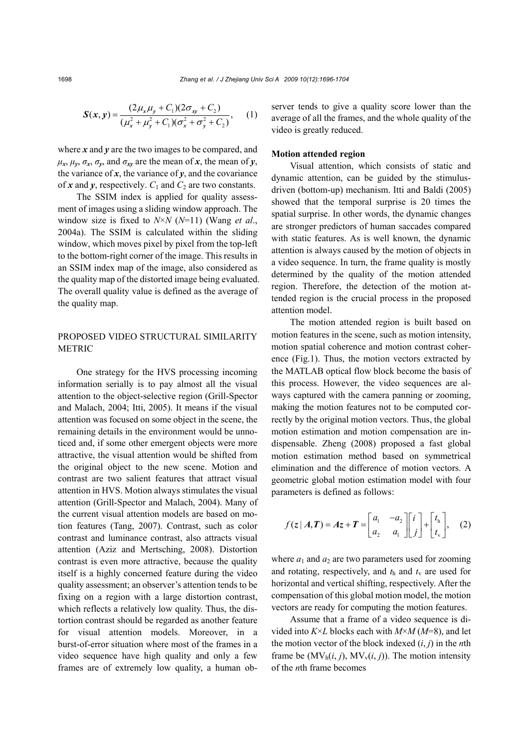$$\boldsymbol{S}(\boldsymbol{x},\boldsymbol{y})=\frac{(2\mu_x\mu_y+C_1)(2\sigma_{xy}+C_2)}{(\mu_x^2+\mu_y^2+C_1)(\sigma_x^2+\sigma_y^2+C_2)},\quad (1)$$

where $\boldsymbol{x}$ and $\boldsymbol{y}$ are the two images to be compared, and $\mu_x$, $\mu_y$, $\sigma_x$, $\sigma_y$, and $\sigma_{xy}$ are the mean of $\boldsymbol{x}$, the mean of $\boldsymbol{y}$, the variance of $\boldsymbol{x}$, the variance of $\boldsymbol{y}$, and the covariance of $\boldsymbol{x}$ and $\boldsymbol{y}$, respectively. $C_1$ and $C_2$ are two constants.

The SSIM index is applied for quality assessment of images using a sliding window approach. The window size is fixed to $N\times N$ ($N$=11) (Wang *et al*., 2004a). The SSIM is calculated within the sliding window, which moves pixel by pixel from the top-left to the bottom-right corner of the image. This results in an SSIM index map of the image, also considered as the quality map of the distorted image being evaluated. The overall quality value is defined as the average of the quality map.

## PROPOSED VIDEO STRUCTURAL SIMILARITY METRIC

One strategy for the HVS processing incoming information serially is to pay almost all the visual attention to the object-selective region (Grill-Spector and Malach, 2004; Itti, 2005). It means if the visual attention was focused on some object in the scene, the remaining details in the environment would be unnoticed and, if some other emergent objects were more attractive, the visual attention would be shifted from the original object to the new scene. Motion and contrast are two salient features that attract visual attention in HVS. Motion always stimulates the visual attention (Grill-Spector and Malach, 2004). Many of the current visual attention models are based on motion features (Tang, 2007). Contrast, such as color contrast and luminance contrast, also attracts visual attention (Aziz and Mertsching, 2008). Distortion contrast is even more attractive, because the quality itself is a highly concerned feature during the video quality assessment; an observer's attention tends to be fixing on a region with a large distortion contrast, which reflects a relatively low quality. Thus, the distortion contrast should be regarded as another feature for visual attention models. Moreover, in a burst-of-error situation where most of the frames in a video sequence have high quality and only a few frames are of extremely low quality, a human observer tends to give a quality score lower than the average of all the frames, and the whole quality of the video is greatly reduced.

### Motion attended region

Visual attention, which consists of static and dynamic attention, can be guided by the stimulus-driven (bottom-up) mechanism. Itti and Baldi (2005) showed that the temporal surprise is 20 times the spatial surprise. In other words, the dynamic changes are stronger predictors of human saccades compared with static features. As is well known, the dynamic attention is always caused by the motion of objects in a video sequence. In turn, the frame quality is mostly determined by the quality of the motion attended region. Therefore, the detection of the motion attended region is the crucial process in the proposed attention model.

The motion attended region is built based on motion features in the scene, such as motion intensity, motion spatial coherence and motion contrast coherence (Fig.1). Thus, the motion vectors extracted by the MATLAB optical flow block become the basis of this process. However, the video sequences are always captured with the camera panning or zooming, making the motion features not to be computed correctly by the original motion vectors. Thus, the global motion estimation and motion compensation are indispensable. Zheng (2008) proposed a fast global motion estimation method based on symmetrical elimination and the difference of motion vectors. A geometric global motion estimation model with four parameters is defined as follows:

$$f(\boldsymbol{z}\mid \boldsymbol{A},\boldsymbol{T})=\boldsymbol{A}\boldsymbol{z}+\boldsymbol{T}=\begin{bmatrix} a_1 & -a_2 \\ a_2 & a_1 \end{bmatrix}\begin{bmatrix} i \\ j \end{bmatrix}+\begin{bmatrix} t_\text{h} \\ t_\text{v} \end{bmatrix},\quad (2)$$

where $a_1$ and $a_2$ are two parameters used for zooming and rotating, respectively, and $t_\text{h}$ and $t_\text{v}$ are used for horizontal and vertical shifting, respectively. After the compensation of this global motion model, the motion vectors are ready for computing the motion features.

Assume that a frame of a video sequence is divided into $K\times L$ blocks each with $M\times M$ ($M$=8), and let the motion vector of the block indexed $(i, j)$ in the $n$th frame be $(\text{MV}_\text{h}(i, j), \text{MV}_\text{v}(i, j))$. The motion intensity of the $n$th frame becomes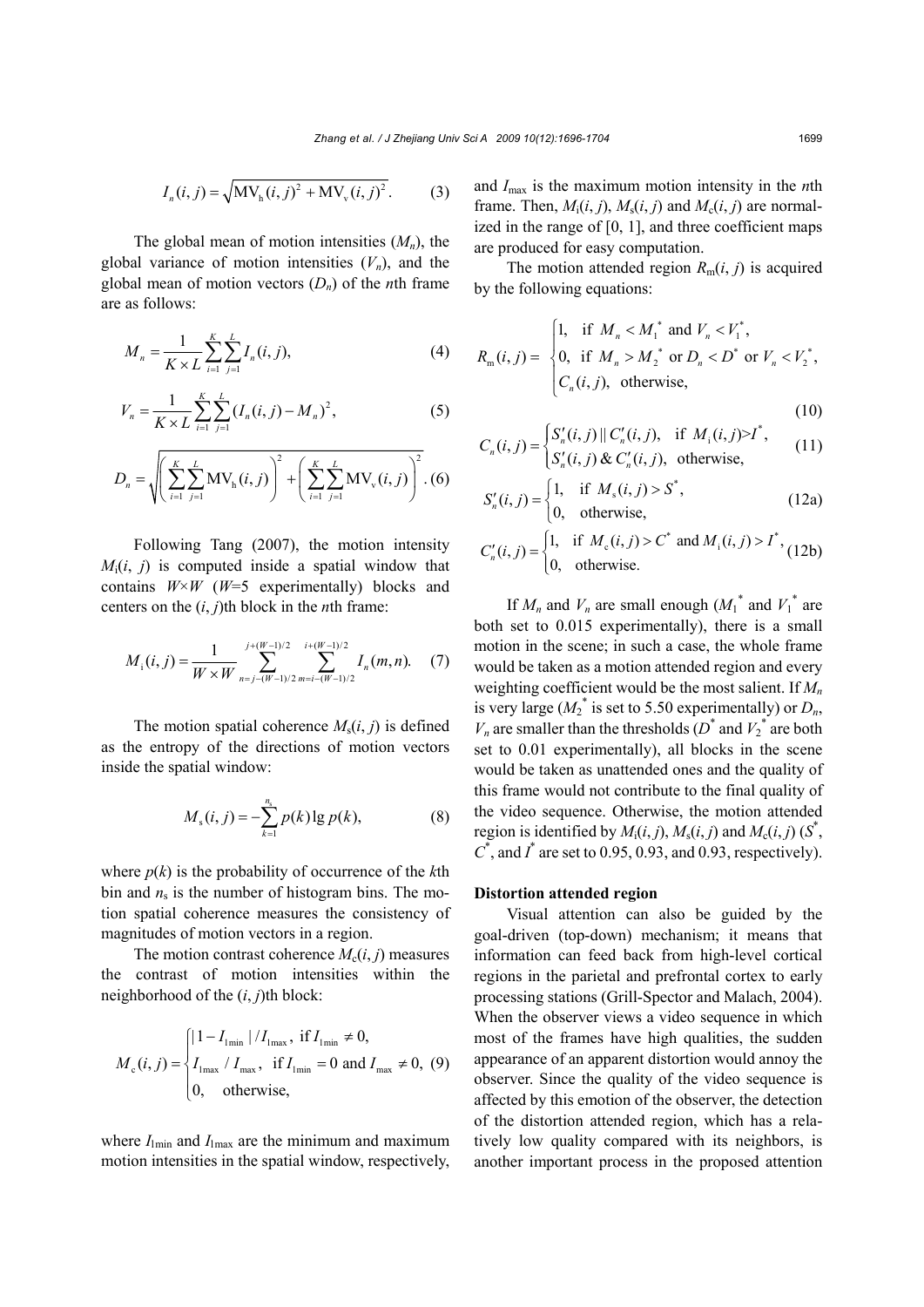$$I_n(i,j)=\sqrt{\mathrm{MV}_\mathrm{h}(i,j)^2+\mathrm{MV}_\mathrm{v}(i,j)^2}. \tag{3}$$

The global mean of motion intensities ($M_n$), the global variance of motion intensities ($V_n$), and the global mean of motion vectors ($D_n$) of the $n$th frame are as follows:

$$M_n=\frac{1}{K\times L}\sum_{i=1}^{K}\sum_{j=1}^{L}I_n(i,j), \tag{4}$$

$$V_n=\frac{1}{K\times L}\sum_{i=1}^{K}\sum_{j=1}^{L}(I_n(i,j)-M_n)^2, \tag{5}$$

$$D_n=\sqrt{\left(\sum_{i=1}^{K}\sum_{j=1}^{L}\mathrm{MV}_\mathrm{h}(i,j)\right)^2+\left(\sum_{i=1}^{K}\sum_{j=1}^{L}\mathrm{MV}_\mathrm{v}(i,j)\right)^2}. \tag{6}$$

Following Tang (2007), the motion intensity $M_\mathrm{i}(i, j)$ is computed inside a spatial window that contains $W\times W$ ($W$=5 experimentally) blocks and centers on the $(i, j)$th block in the $n$th frame:

$$M_\mathrm{i}(i,j)=\frac{1}{W\times W}\sum_{n=j-(W-1)/2}^{j+(W-1)/2}\;\sum_{m=i-(W-1)/2}^{i+(W-1)/2}I_n(m,n). \tag{7}$$

The motion spatial coherence $M_\mathrm{s}(i, j)$ is defined as the entropy of the directions of motion vectors inside the spatial window:

$$M_\mathrm{s}(i,j)=-\sum_{k=1}^{n_\mathrm{s}}p(k)\lg p(k), \tag{8}$$

where $p(k)$ is the probability of occurrence of the $k$th bin and $n_\mathrm{s}$ is the number of histogram bins. The motion spatial coherence measures the consistency of magnitudes of motion vectors in a region.

The motion contrast coherence $M_\mathrm{c}(i, j)$ measures the contrast of motion intensities within the neighborhood of the $(i, j)$th block:

$$M_\mathrm{c}(i,j)=\begin{cases}|1-I_{1\min}|/I_{1\max}, & \text{if } I_{1\min}\neq 0,\\ I_{1\max}/I_{\max}, & \text{if } I_{1\min}=0 \text{ and } I_{\max}\neq 0,\\ 0, & \text{otherwise,}\end{cases} \tag{9}$$

where $I_{1\min}$ and $I_{1\max}$ are the minimum and maximum motion intensities in the spatial window, respectively, and $I_{\max}$ is the maximum motion intensity in the $n$th frame. Then, $M_\mathrm{i}(i, j)$, $M_\mathrm{s}(i, j)$ and $M_\mathrm{c}(i, j)$ are normalized in the range of [0, 1], and three coefficient maps are produced for easy computation.

The motion attended region $R_\mathrm{m}(i, j)$ is acquired by the following equations:

$$R_\mathrm{m}(i,j)=\begin{cases}1, & \text{if } M_n<M_1^* \text{ and } V_n<V_1^*,\\ 0, & \text{if } M_n>M_2^* \text{ or } D_n<D^* \text{ or } V_n<V_2^*,\\ C_n(i,j), & \text{otherwise,}\end{cases} \tag{10}$$

$$C_n(i,j)=\begin{cases}S'_n(i,j)\,||\,C'_n(i,j), & \text{if } M_\mathrm{i}(i,j)>I^*,\\ S'_n(i,j)\,\&\,C'_n(i,j), & \text{otherwise,}\end{cases} \tag{11}$$

$$S'_n(i,j)=\begin{cases}1, & \text{if } M_\mathrm{s}(i,j)>S^*,\\ 0, & \text{otherwise,}\end{cases} \tag{12a}$$

$$C'_n(i,j)=\begin{cases}1, & \text{if } M_\mathrm{c}(i,j)>C^* \text{ and } M_\mathrm{i}(i,j)>I^*,\\ 0, & \text{otherwise.}\end{cases} \tag{12b}$$

If $M_n$ and $V_n$ are small enough ($M_1^*$ and $V_1^*$ are both set to 0.015 experimentally), there is a small motion in the scene; in such a case, the whole frame would be taken as a motion attended region and every weighting coefficient would be the most salient. If $M_n$ is very large ($M_2^*$ is set to 5.50 experimentally) or $D_n$, $V_n$ are smaller than the thresholds ($D^*$ and $V_2^*$ are both set to 0.01 experimentally), all blocks in the scene would be taken as unattended ones and the quality of this frame would not contribute to the final quality of the video sequence. Otherwise, the motion attended region is identified by $M_\mathrm{i}(i, j)$, $M_\mathrm{s}(i, j)$ and $M_\mathrm{c}(i, j)$ ($S^*$, $C^*$, and $I^*$ are set to 0.95, 0.93, and 0.93, respectively).

**Distortion attended region**

Visual attention can also be guided by the goal-driven (top-down) mechanism; it means that information can feed back from high-level cortical regions in the parietal and prefrontal cortex to early processing stations (Grill-Spector and Malach, 2004). When the observer views a video sequence in which most of the frames have high qualities, the sudden appearance of an apparent distortion would annoy the observer. Since the quality of the video sequence is affected by this emotion of the observer, the detection of the distortion attended region, which has a relatively low quality compared with its neighbors, is another important process in the proposed attention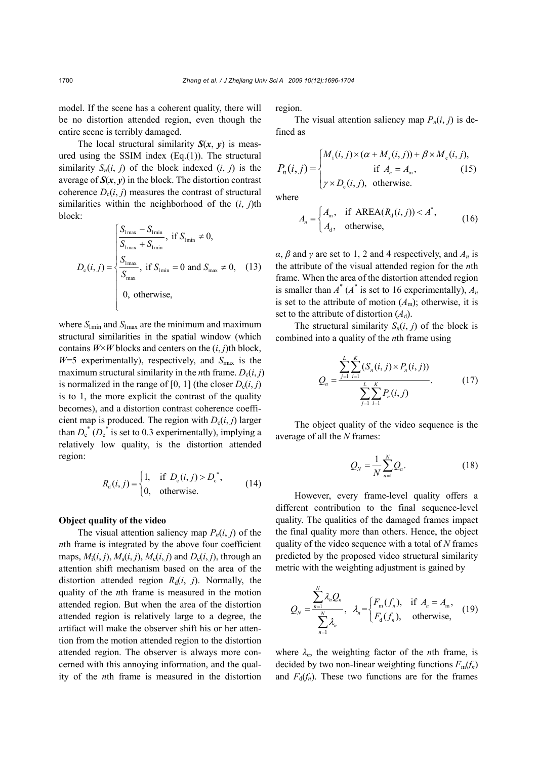model. If the scene has a coherent quality, there will be no distortion attended region, even though the entire scene is terribly damaged.

The local structural similarity $\boldsymbol{S}(\boldsymbol{x}, \boldsymbol{y})$ is measured using the SSIM index (Eq.(1)). The structural similarity $S_n(i, j)$ of the block indexed $(i, j)$ is the average of $\boldsymbol{S}(\boldsymbol{x}, \boldsymbol{y})$ in the block. The distortion contrast coherence $D_c(i, j)$ measures the contrast of structural similarities within the neighborhood of the $(i, j)$th block:

$$D_c(i,j) = \begin{cases} \dfrac{S_{\mathrm{lmax}} - S_{\mathrm{lmin}}}{S_{\mathrm{lmax}} + S_{\mathrm{lmin}}}, & \text{if } S_{\mathrm{lmin}} \neq 0, \\ \dfrac{S_{\mathrm{lmax}}}{S_{\mathrm{max}}}, & \text{if } S_{\mathrm{lmin}} = 0 \text{ and } S_{\mathrm{max}} \neq 0, \\ 0, & \text{otherwise,} \end{cases} \quad (13)$$

where $S_{\mathrm{lmin}}$ and $S_{\mathrm{lmax}}$ are the minimum and maximum structural similarities in the spatial window (which contains $W\times W$ blocks and centers on the $(i, j)$th block, $W$=5 experimentally), respectively, and $S_{\mathrm{max}}$ is the maximum structural similarity in the $n$th frame. $D_c(i, j)$ is normalized in the range of [0, 1] (the closer $D_c(i, j)$ is to 1, the more explicit the contrast of the quality becomes), and a distortion contrast coherence coefficient map is produced. The region with $D_c(i, j)$ larger than $D_c^*$ ($D_c^*$ is set to 0.3 experimentally), implying a relatively low quality, is the distortion attended region:

$$R_d(i,j) = \begin{cases} 1, & \text{if } D_c(i,j) > D_c^*, \\ 0, & \text{otherwise.} \end{cases} \quad (14)$$

**Object quality of the video**

The visual attention saliency map $P_n(i, j)$ of the $n$th frame is integrated by the above four coefficient maps, $M_i(i, j)$, $M_s(i, j)$, $M_c(i, j)$ and $D_c(i, j)$, through an attention shift mechanism based on the area of the distortion attended region $R_d(i, j)$. Normally, the quality of the $n$th frame is measured in the motion attended region. But when the area of the distortion attended region is relatively large to a degree, the artifact will make the observer shift his or her attention from the motion attended region to the distortion attended region. The observer is always more concerned with this annoying information, and the quality of the $n$th frame is measured in the distortion region.

The visual attention saliency map $P_n(i, j)$ is defined as

$$P_n(i,j) = \begin{cases} M_i(i,j) \times (\alpha + M_s(i,j)) + \beta \times M_c(i,j), \\ \qquad \text{if } A_n = A_m, \\ \gamma \times D_c(i,j), \quad \text{otherwise.} \end{cases} \quad (15)$$

where

$$A_n = \begin{cases} A_m, & \text{if } \mathrm{AREA}(R_d(i,j)) < A^*, \\ A_d, & \text{otherwise,} \end{cases} \quad (16)$$

$\alpha$, $\beta$ and $\gamma$ are set to 1, 2 and 4 respectively, and $A_n$ is the attribute of the visual attended region for the $n$th frame. When the area of the distortion attended region is smaller than $A^*$ ($A^*$ is set to 16 experimentally), $A_n$ is set to the attribute of motion ($A_m$); otherwise, it is set to the attribute of distortion ($A_d$).

The structural similarity $S_n(i, j)$ of the block is combined into a quality of the $n$th frame using

$$Q_n = \frac{\sum_{j=1}^{L}\sum_{i=1}^{K}(S_n(i,j) \times P_n(i,j))}{\sum_{j=1}^{L}\sum_{i=1}^{K}P_n(i,j)}. \quad (17)$$

The object quality of the video sequence is the average of all the $N$ frames:

$$Q_N = \frac{1}{N}\sum_{n=1}^{N}Q_n. \quad (18)$$

However, every frame-level quality offers a different contribution to the final sequence-level quality. The qualities of the damaged frames impact the final quality more than others. Hence, the object quality of the video sequence with a total of $N$ frames predicted by the proposed video structural similarity metric with the weighting adjustment is gained by

$$Q_N = \frac{\sum_{n=1}^{N}\lambda_n Q_n}{\sum_{n=1}^{N}\lambda_n}, \quad \lambda_n = \begin{cases} F_m(f_n), & \text{if } A_n = A_m, \\ F_d(f_n), & \text{otherwise,} \end{cases} \quad (19)$$

where $\lambda_n$, the weighting factor of the $n$th frame, is decided by two non-linear weighting functions $F_m(f_n)$ and $F_d(f_n)$. These two functions are for the frames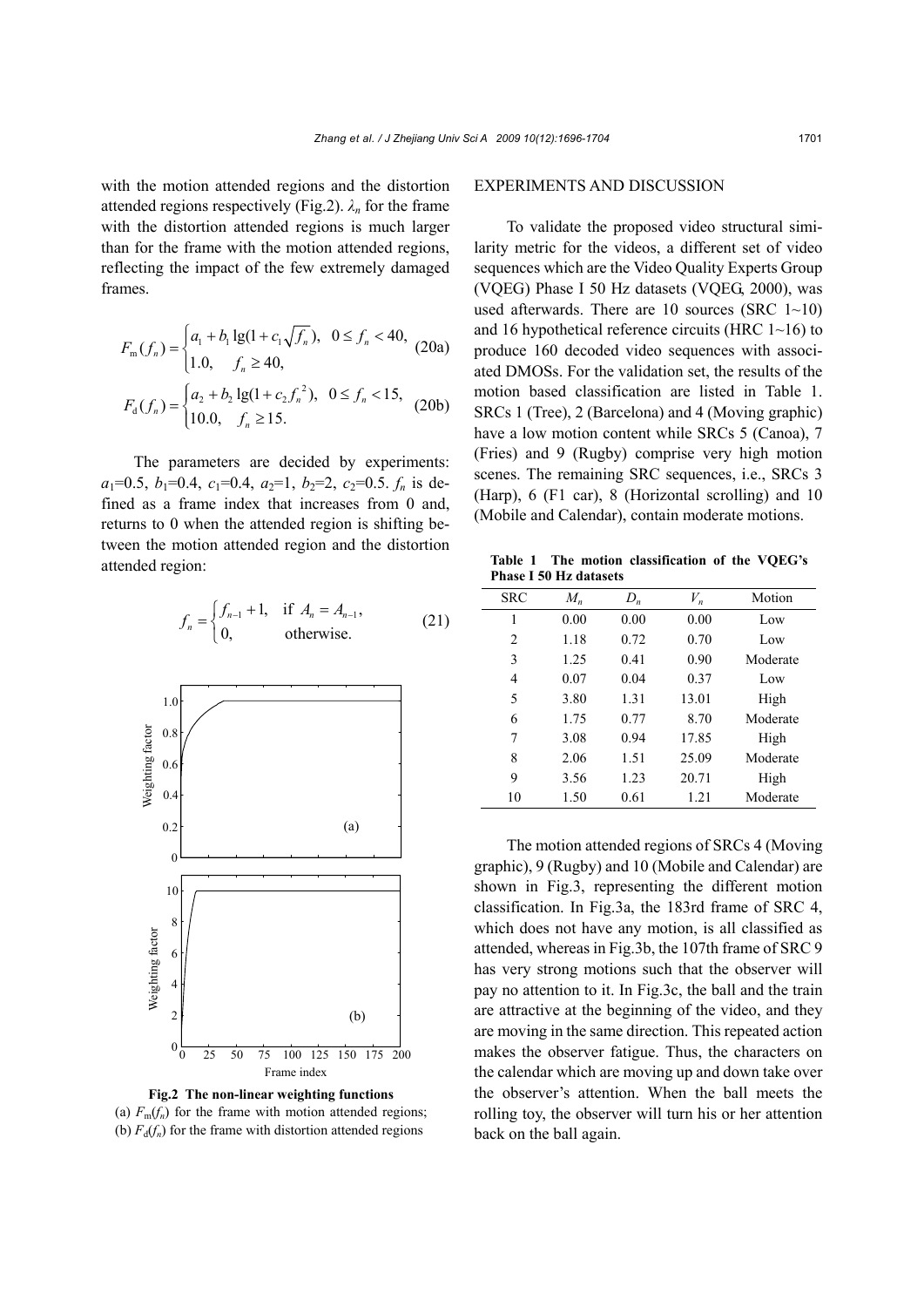with the motion attended regions and the distortion attended regions respectively (Fig.2). $\lambda_n$ for the frame with the distortion attended regions is much larger than for the frame with the motion attended regions, reflecting the impact of the few extremely damaged frames.

$$F_{\mathrm{m}}(f_n)=\begin{cases} a_1+b_1\lg(1+c_1\sqrt{f_n}), & 0\le f_n<40, \\ 1.0, & f_n\ge 40, \end{cases} \tag{20a}$$

$$F_{\mathrm{d}}(f_n)=\begin{cases} a_2+b_2\lg(1+c_2 f_n^{\,2}), & 0\le f_n<15, \\ 10.0, & f_n\ge 15. \end{cases} \tag{20b}$$

The parameters are decided by experiments: $a_1$=0.5, $b_1$=0.4, $c_1$=0.4, $a_2$=1, $b_2$=2, $c_2$=0.5. $f_n$ is defined as a frame index that increases from 0 and, returns to 0 when the attended region is shifting between the motion attended region and the distortion attended region:

$$f_n=\begin{cases} f_{n-1}+1, & \text{if } A_n=A_{n-1}, \\ 0, & \text{otherwise.} \end{cases} \tag{21}$$

**Fig.2 The non-linear weighting functions**
(a) $F_{\mathrm{m}}(f_n)$ for the frame with motion attended regions; (b) $F_{\mathrm{d}}(f_n)$ for the frame with distortion attended regions

## EXPERIMENTS AND DISCUSSION

To validate the proposed video structural similarity metric for the videos, a different set of video sequences which are the Video Quality Experts Group (VQEG) Phase I 50 Hz datasets (VQEG, 2000), was used afterwards. There are 10 sources (SRC 1~10) and 16 hypothetical reference circuits (HRC 1~16) to produce 160 decoded video sequences with associated DMOSs. For the validation set, the results of the motion based classification are listed in Table 1. SRCs 1 (Tree), 2 (Barcelona) and 4 (Moving graphic) have a low motion content while SRCs 5 (Canoa), 7 (Fries) and 9 (Rugby) comprise very high motion scenes. The remaining SRC sequences, i.e., SRCs 3 (Harp), 6 (F1 car), 8 (Horizontal scrolling) and 10 (Mobile and Calendar), contain moderate motions.

**Table 1 The motion classification of the VQEG's Phase I 50 Hz datasets**

| SRC | $M_n$ | $D_n$ | $V_n$ | Motion |
|---|---|---|---|---|
| 1 | 0.00 | 0.00 | 0.00 | Low |
| 2 | 1.18 | 0.72 | 0.70 | Low |
| 3 | 1.25 | 0.41 | 0.90 | Moderate |
| 4 | 0.07 | 0.04 | 0.37 | Low |
| 5 | 3.80 | 1.31 | 13.01 | High |
| 6 | 1.75 | 0.77 | 8.70 | Moderate |
| 7 | 3.08 | 0.94 | 17.85 | High |
| 8 | 2.06 | 1.51 | 25.09 | Moderate |
| 9 | 3.56 | 1.23 | 20.71 | High |
| 10 | 1.50 | 0.61 | 1.21 | Moderate |

The motion attended regions of SRCs 4 (Moving graphic), 9 (Rugby) and 10 (Mobile and Calendar) are shown in Fig.3, representing the different motion classification. In Fig.3a, the 183rd frame of SRC 4, which does not have any motion, is all classified as attended, whereas in Fig.3b, the 107th frame of SRC 9 has very strong motions such that the observer will pay no attention to it. In Fig.3c, the ball and the train are attractive at the beginning of the video, and they are moving in the same direction. This repeated action makes the observer fatigue. Thus, the characters on the calendar which are moving up and down take over the observer's attention. When the ball meets the rolling toy, the observer will turn his or her attention back on the ball again.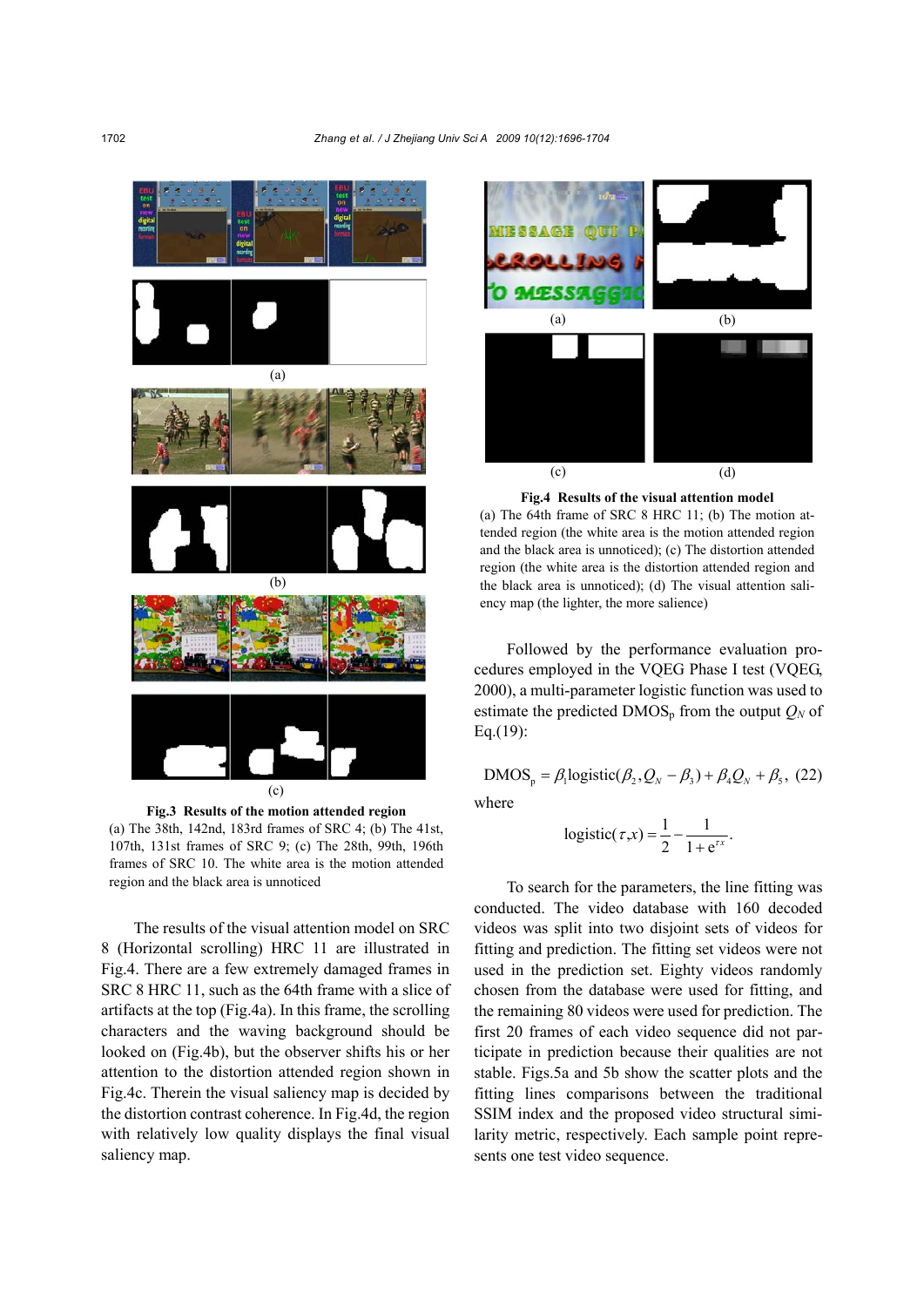Fig.3 Results of the motion attended region

(a) The 38th, 142nd, 183rd frames of SRC 4; (b) The 41st, 107th, 131st frames of SRC 9; (c) The 28th, 99th, 196th frames of SRC 10. The white area is the motion attended region and the black area is unnoticed

The results of the visual attention model on SRC 8 (Horizontal scrolling) HRC 11 are illustrated in Fig.4. There are a few extremely damaged frames in SRC 8 HRC 11, such as the 64th frame with a slice of artifacts at the top (Fig.4a). In this frame, the scrolling characters and the waving background should be looked on (Fig.4b), but the observer shifts his or her attention to the distortion attended region shown in Fig.4c. Therein the visual saliency map is decided by the distortion contrast coherence. In Fig.4d, the region with relatively low quality displays the final visual saliency map.

Fig.4 Results of the visual attention model

(a) The 64th frame of SRC 8 HRC 11; (b) The motion attended region (the white area is the motion attended region and the black area is unnoticed); (c) The distortion attended region (the white area is the distortion attended region and the black area is unnoticed); (d) The visual attention saliency map (the lighter, the more salience)

Followed by the performance evaluation procedures employed in the VQEG Phase I test (VQEG, 2000), a multi-parameter logistic function was used to estimate the predicted $\text{DMOS}_\text{p}$ from the output $Q_N$ of Eq.(19):

$$\text{DMOS}_\text{p} = \beta_1 \text{logistic}(\beta_2, Q_N - \beta_3) + \beta_4 Q_N + \beta_5, \quad (22)$$

where

$$\text{logistic}(\tau, x) = \frac{1}{2} - \frac{1}{1+\text{e}^{\tau x}}.$$

To search for the parameters, the line fitting was conducted. The video database with 160 decoded videos was split into two disjoint sets of videos for fitting and prediction. The fitting set videos were not used in the prediction set. Eighty videos randomly chosen from the database were used for fitting, and the remaining 80 videos were used for prediction. The first 20 frames of each video sequence did not participate in prediction because their qualities are not stable. Figs.5a and 5b show the scatter plots and the fitting lines comparisons between the traditional SSIM index and the proposed video structural similarity metric, respectively. Each sample point represents one test video sequence.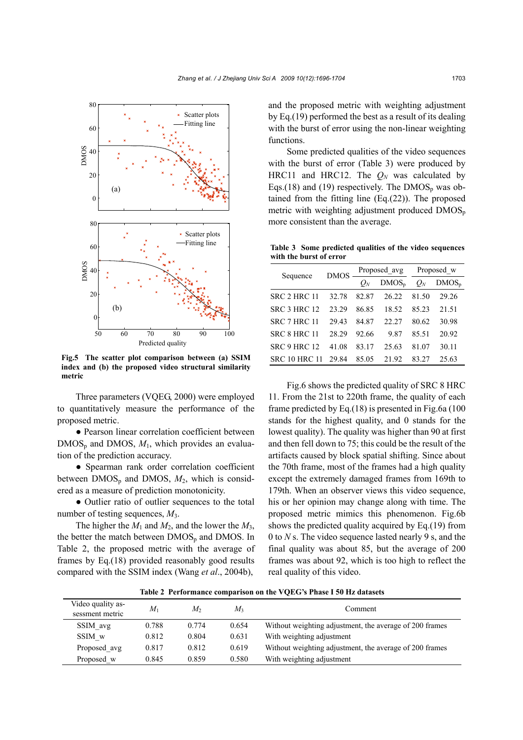Fig.5 The scatter plot comparison between (a) SSIM index and (b) the proposed video structural similarity metric

Three parameters (VQEG, 2000) were employed to quantitatively measure the performance of the proposed metric.

- Pearson linear correlation coefficient between $DMOS_p$ and DMOS, $M_1$, which provides an evaluation of the prediction accuracy.
- Spearman rank order correlation coefficient between $DMOS_p$ and DMOS, $M_2$, which is considered as a measure of prediction monotonicity.
- Outlier ratio of outlier sequences to the total number of testing sequences, $M_3$.

The higher the $M_1$ and $M_2$, and the lower the $M_3$, the better the match between $DMOS_p$ and DMOS. In Table 2, the proposed metric with the average of frames by Eq.(18) provided reasonably good results compared with the SSIM index (Wang *et al*., 2004b), and the proposed metric with weighting adjustment by Eq.(19) performed the best as a result of its dealing with the burst of error using the non-linear weighting functions.

Some predicted qualities of the video sequences with the burst of error (Table 3) were produced by HRC11 and HRC12. The $Q_N$ was calculated by Eqs.(18) and (19) respectively. The $DMOS_p$ was obtained from the fitting line (Eq.(22)). The proposed metric with weighting adjustment produced $DMOS_p$ more consistent than the average.

**Table 3 Some predicted qualities of the video sequences with the burst of error**

| Sequence | DMOS | Proposed_avg | | Proposed_w | |
|---|---|---|---|---|---|
| | | $Q_N$ | $DMOS_p$ | $Q_N$ | $DMOS_p$ |
| SRC 2 HRC 11 | 32.78 | 82.87 | 26.22 | 81.50 | 29.26 |
| SRC 3 HRC 12 | 23.29 | 86.85 | 18.52 | 85.23 | 21.51 |
| SRC 7 HRC 11 | 29.43 | 84.87 | 22.27 | 80.62 | 30.98 |
| SRC 8 HRC 11 | 28.29 | 92.66 | 9.87 | 85.51 | 20.92 |
| SRC 9 HRC 12 | 41.08 | 83.17 | 25.63 | 81.07 | 30.11 |
| SRC 10 HRC 11 | 29.84 | 85.05 | 21.92 | 83.27 | 25.63 |

Fig.6 shows the predicted quality of SRC 8 HRC 11. From the 21st to 220th frame, the quality of each frame predicted by Eq.(18) is presented in Fig.6a (100 stands for the highest quality, and 0 stands for the lowest quality). The quality was higher than 90 at first and then fell down to 75; this could be the result of the artifacts caused by block spatial shifting. Since about the 70th frame, most of the frames had a high quality except the extremely damaged frames from 169th to 179th. When an observer views this video sequence, his or her opinion may change along with time. The proposed metric mimics this phenomenon. Fig.6b shows the predicted quality acquired by Eq.(19) from 0 to $N$ s. The video sequence lasted nearly 9 s, and the final quality was about 85, but the average of 200 frames was about 92, which is too high to reflect the real quality of this video.

**Table 2 Performance comparison on the VQEG's Phase I 50 Hz datasets**

| Video quality assessment metric | $M_1$ | $M_2$ | $M_3$ | Comment |
|---|---|---|---|---|
| SSIM_avg | 0.788 | 0.774 | 0.654 | Without weighting adjustment, the average of 200 frames |
| SSIM_w | 0.812 | 0.804 | 0.631 | With weighting adjustment |
| Proposed_avg | 0.817 | 0.812 | 0.619 | Without weighting adjustment, the average of 200 frames |
| Proposed_w | 0.845 | 0.859 | 0.580 | With weighting adjustment |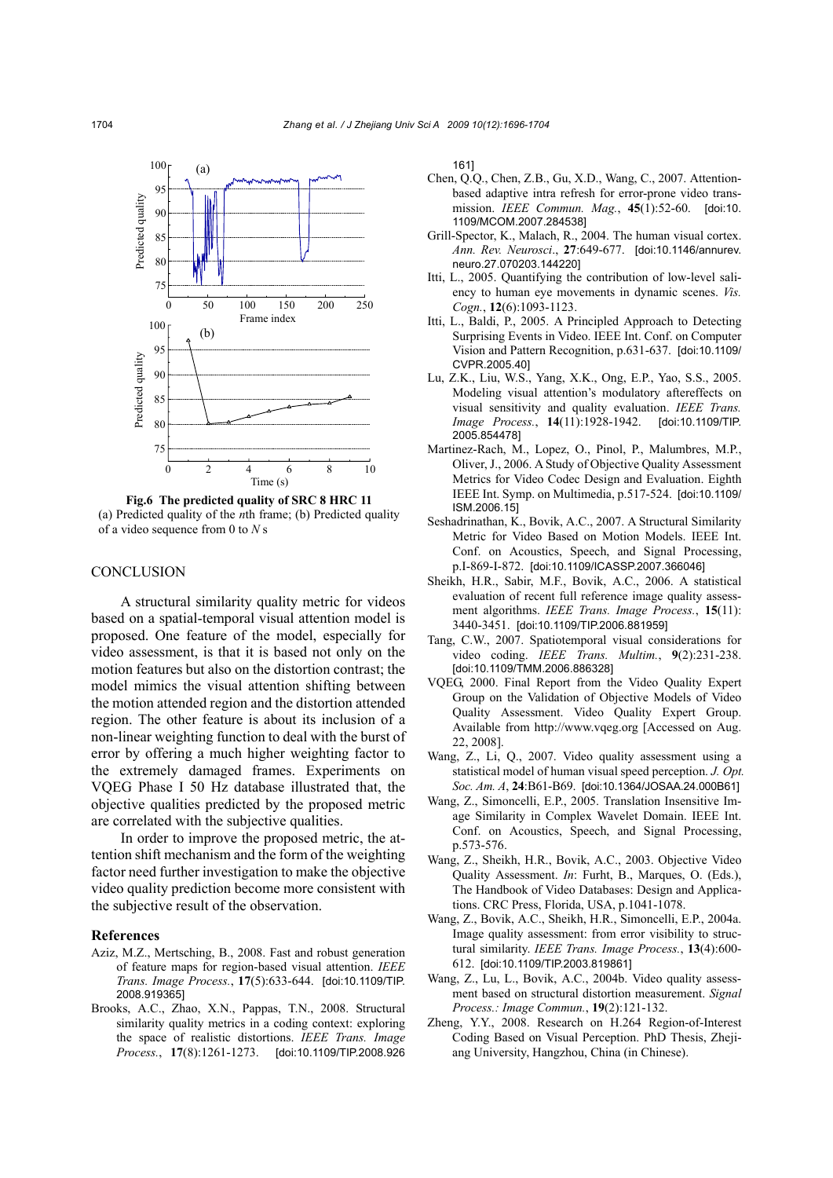(a)

100
95
90
85
80
75

Predicted quality

0 50 100 150 200 250

Frame index

(b)

100
95
90
85
80
75

Predicted quality

0 2 4 6 8 10

Time (s)

**Fig.6 The predicted quality of SRC 8 HRC 11**
(a) Predicted quality of the *n*th frame; (b) Predicted quality of a video sequence from 0 to *N* s

## CONCLUSION

A structural similarity quality metric for videos based on a spatial-temporal visual attention model is proposed. One feature of the model, especially for video assessment, is that it is based not only on the motion features but also on the distortion contrast; the model mimics the visual attention shifting between the motion attended region and the distortion attended region. The other feature is about its inclusion of a non-linear weighting function to deal with the burst of error by offering a much higher weighting factor to the extremely damaged frames. Experiments on VQEG Phase I 50 Hz database illustrated that, the objective qualities predicted by the proposed metric are correlated with the subjective qualities.

In order to improve the proposed metric, the attention shift mechanism and the form of the weighting factor need further investigation to make the objective video quality prediction become more consistent with the subjective result of the observation.

## References

Aziz, M.Z., Mertsching, B., 2008. Fast and robust generation of feature maps for region-based visual attention. *IEEE Trans. Image Process.*, **17**(5):633-644. [doi:10.1109/TIP.2008.919365]

Brooks, A.C., Zhao, X.N., Pappas, T.N., 2008. Structural similarity quality metrics in a coding context: exploring the space of realistic distortions. *IEEE Trans. Image Process.*, **17**(8):1261-1273. [doi:10.1109/TIP.2008.926161]

Chen, Q.Q., Chen, Z.B., Gu, X.D., Wang, C., 2007. Attention-based adaptive intra refresh for error-prone video transmission. *IEEE Commun. Mag.*, **45**(1):52-60. [doi:10.1109/MCOM.2007.284538]

Grill-Spector, K., Malach, R., 2004. The human visual cortex. *Ann. Rev. Neurosci.*, **27**:649-677. [doi:10.1146/annurev.neuro.27.070203.144220]

Itti, L., 2005. Quantifying the contribution of low-level saliency to human eye movements in dynamic scenes. *Vis. Cogn.*, **12**(6):1093-1123.

Itti, L., Baldi, P., 2005. A Principled Approach to Detecting Surprising Events in Video. IEEE Int. Conf. on Computer Vision and Pattern Recognition, p.631-637. [doi:10.1109/CVPR.2005.40]

Lu, Z.K., Liu, W.S., Yang, X.K., Ong, E.P., Yao, S.S., 2005. Modeling visual attention's modulatory aftereffects on visual sensitivity and quality evaluation. *IEEE Trans. Image Process.*, **14**(11):1928-1942. [doi:10.1109/TIP.2005.854478]

Martinez-Rach, M., Lopez, O., Pinol, P., Malumbres, M.P., Oliver, J., 2006. A Study of Objective Quality Assessment Metrics for Video Codec Design and Evaluation. Eighth IEEE Int. Symp. on Multimedia, p.517-524. [doi:10.1109/ISM.2006.15]

Seshadrinathan, K., Bovik, A.C., 2007. A Structural Similarity Metric for Video Based on Motion Models. IEEE Int. Conf. on Acoustics, Speech, and Signal Processing, p.I-869-I-872. [doi:10.1109/ICASSP.2007.366046]

Sheikh, H.R., Sabir, M.F., Bovik, A.C., 2006. A statistical evaluation of recent full reference image quality assessment algorithms. *IEEE Trans. Image Process.*, **15**(11):3440-3451. [doi:10.1109/TIP.2006.881959]

Tang, C.W., 2007. Spatiotemporal visual considerations for video coding. *IEEE Trans. Multim.*, **9**(2):231-238. [doi:10.1109/TMM.2006.886328]

VQEG, 2000. Final Report from the Video Quality Expert Group on the Validation of Objective Models of Video Quality Assessment. Video Quality Expert Group. Available from http://www.vqeg.org [Accessed on Aug. 22, 2008].

Wang, Z., Li, Q., 2007. Video quality assessment using a statistical model of human visual speed perception. *J. Opt. Soc. Am. A*, **24**:B61-B69. [doi:10.1364/JOSAA.24.000B61]

Wang, Z., Simoncelli, E.P., 2005. Translation Insensitive Image Similarity in Complex Wavelet Domain. IEEE Int. Conf. on Acoustics, Speech, and Signal Processing, p.573-576.

Wang, Z., Sheikh, H.R., Bovik, A.C., 2003. Objective Video Quality Assessment. *In*: Furht, B., Marques, O. (Eds.), The Handbook of Video Databases: Design and Applications. CRC Press, Florida, USA, p.1041-1078.

Wang, Z., Bovik, A.C., Sheikh, H.R., Simoncelli, E.P., 2004a. Image quality assessment: from error visibility to structural similarity. *IEEE Trans. Image Process.*, **13**(4):600-612. [doi:10.1109/TIP.2003.819861]

Wang, Z., Lu, L., Bovik, A.C., 2004b. Video quality assessment based on structural distortion measurement. *Signal Process.: Image Commun.*, **19**(2):121-132.

Zheng, Y.Y., 2008. Research on H.264 Region-of-Interest Coding Based on Visual Perception. PhD Thesis, Zhejiang University, Hangzhou, China (in Chinese).